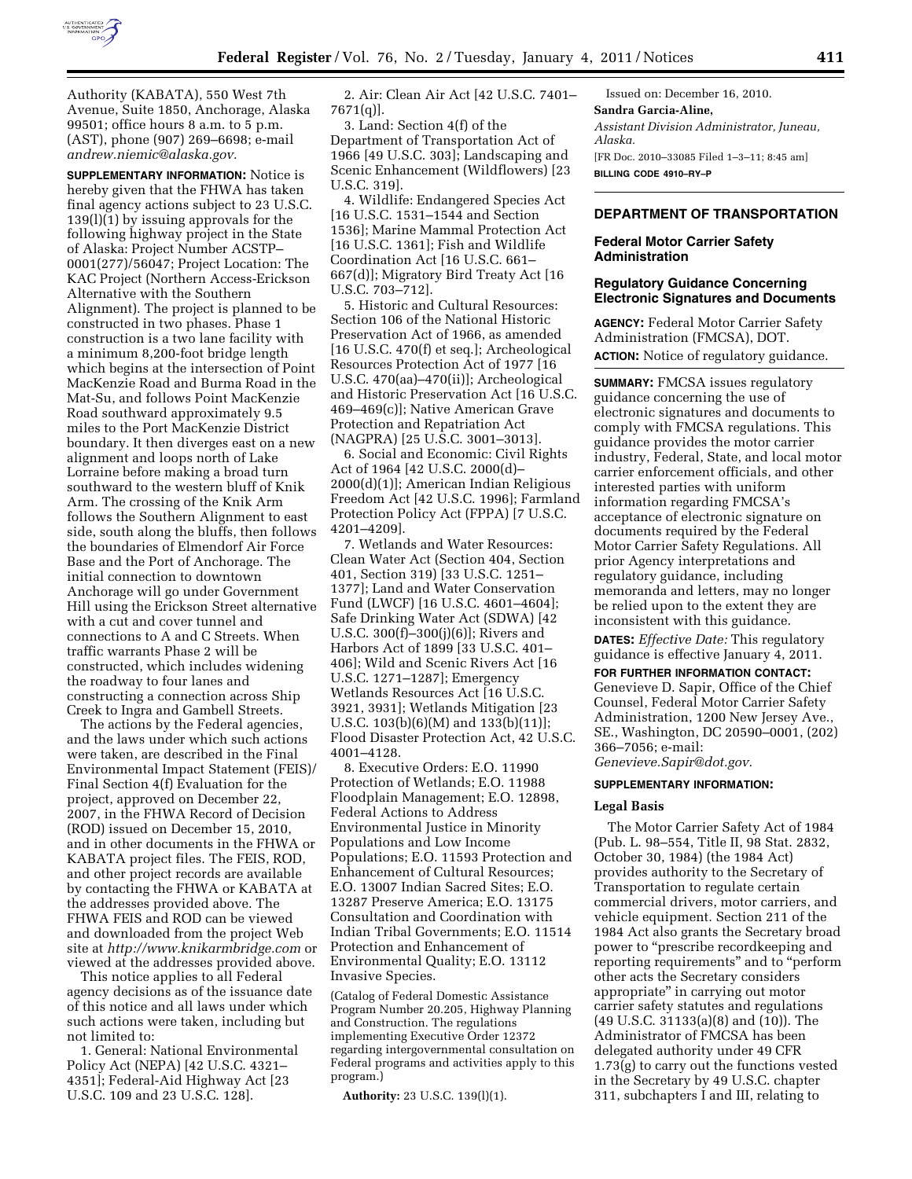Authority (KABATA), 550 West 7th Avenue, Suite 1850, Anchorage, Alaska 99501; office hours 8 a.m. to 5 p.m. (AST), phone (907) 269–6698; e-mail *andrew.niemic@alaska.gov.*

**SUPPLEMENTARY INFORMATION:** Notice is hereby given that the FHWA has taken final agency actions subject to 23 U.S.C. 139(l)(1) by issuing approvals for the following highway project in the State of Alaska: Project Number ACSTP–0001(277)/56047; Project Location: The KAC Project (Northern Access-Erickson Alternative with the Southern Alignment). The project is planned to be constructed in two phases. Phase 1 construction is a two lane facility with a minimum 8,200-foot bridge length which begins at the intersection of Point MacKenzie Road and Burma Road in the Mat-Su, and follows Point MacKenzie Road southward approximately 9.5 miles to the Port MacKenzie District boundary. It then diverges east on a new alignment and loops north of Lake Lorraine before making a broad turn southward to the western bluff of Knik Arm. The crossing of the Knik Arm follows the Southern Alignment to east side, south along the bluffs, then follows the boundaries of Elmendorf Air Force Base and the Port of Anchorage. The initial connection to downtown Anchorage will go under Government Hill using the Erickson Street alternative with a cut and cover tunnel and connections to A and C Streets. When traffic warrants Phase 2 will be constructed, which includes widening the roadway to four lanes and constructing a connection across Ship Creek to Ingra and Gambell Streets.

The actions by the Federal agencies, and the laws under which such actions were taken, are described in the Final Environmental Impact Statement (FEIS)/ Final Section 4(f) Evaluation for the project, approved on December 22, 2007, in the FHWA Record of Decision (ROD) issued on December 15, 2010, and in other documents in the FHWA or KABATA project files. The FEIS, ROD, and other project records are available by contacting the FHWA or KABATA at the addresses provided above. The FHWA FEIS and ROD can be viewed and downloaded from the project Web site at *http://www.knikarmbridge.com* or viewed at the addresses provided above.

This notice applies to all Federal agency decisions as of the issuance date of this notice and all laws under which such actions were taken, including but not limited to:

1. General: National Environmental Policy Act (NEPA) [42 U.S.C. 4321–4351]; Federal-Aid Highway Act [23 U.S.C. 109 and 23 U.S.C. 128].

2. Air: Clean Air Act [42 U.S.C. 7401–7671(q)].

3. Land: Section 4(f) of the Department of Transportation Act of 1966 [49 U.S.C. 303]; Landscaping and Scenic Enhancement (Wildflowers) [23 U.S.C. 319].

4. Wildlife: Endangered Species Act [16 U.S.C. 1531–1544 and Section 1536]; Marine Mammal Protection Act [16 U.S.C. 1361]; Fish and Wildlife Coordination Act [16 U.S.C. 661–667(d)]; Migratory Bird Treaty Act [16 U.S.C. 703–712].

5. Historic and Cultural Resources: Section 106 of the National Historic Preservation Act of 1966, as amended [16 U.S.C. 470(f) et seq.]; Archeological Resources Protection Act of 1977 [16 U.S.C. 470(aa)–470(ii)]; Archeological and Historic Preservation Act [16 U.S.C. 469–469(c)]; Native American Grave Protection and Repatriation Act (NAGPRA) [25 U.S.C. 3001–3013].

6. Social and Economic: Civil Rights Act of 1964 [42 U.S.C. 2000(d)–2000(d)(1)]; American Indian Religious Freedom Act [42 U.S.C. 1996]; Farmland Protection Policy Act (FPPA) [7 U.S.C. 4201–4209].

7. Wetlands and Water Resources: Clean Water Act (Section 404, Section 401, Section 319) [33 U.S.C. 1251–1377]; Land and Water Conservation Fund (LWCF) [16 U.S.C. 4601–4604]; Safe Drinking Water Act (SDWA) [42 U.S.C. 300(f)–300(j)(6)]; Rivers and Harbors Act of 1899 [33 U.S.C. 401–406]; Wild and Scenic Rivers Act [16 U.S.C. 1271–1287]; Emergency Wetlands Resources Act [16 U.S.C. 3921, 3931]; Wetlands Mitigation [23 U.S.C. 103(b)(6)(M) and 133(b)(11)]; Flood Disaster Protection Act, 42 U.S.C. 4001–4128.

8. Executive Orders: E.O. 11990 Protection of Wetlands; E.O. 11988 Floodplain Management; E.O. 12898, Federal Actions to Address Environmental Justice in Minority Populations and Low Income Populations; E.O. 11593 Protection and Enhancement of Cultural Resources; E.O. 13007 Indian Sacred Sites; E.O. 13287 Preserve America; E.O. 13175 Consultation and Coordination with Indian Tribal Governments; E.O. 11514 Protection and Enhancement of Environmental Quality; E.O. 13112 Invasive Species.

(Catalog of Federal Domestic Assistance Program Number 20.205, Highway Planning and Construction. The regulations implementing Executive Order 12372 regarding intergovernmental consultation on Federal programs and activities apply to this program.)

**Authority:** 23 U.S.C. 139(l)(1).

Issued on: December 16, 2010.

**Sandra Garcia-Aline,**

*Assistant Division Administrator, Juneau, Alaska.*

[FR Doc. 2010–33085 Filed 1–3–11; 8:45 am]

**BILLING CODE 4910–RY–P**

---

## DEPARTMENT OF TRANSPORTATION

### Federal Motor Carrier Safety Administration

### Regulatory Guidance Concerning Electronic Signatures and Documents

**AGENCY:** Federal Motor Carrier Safety Administration (FMCSA), DOT.

**ACTION:** Notice of regulatory guidance.

**SUMMARY:** FMCSA issues regulatory guidance concerning the use of electronic signatures and documents to comply with FMCSA regulations. This guidance provides the motor carrier industry, Federal, State, and local motor carrier enforcement officials, and other interested parties with uniform information regarding FMCSA's acceptance of electronic signature on documents required by the Federal Motor Carrier Safety Regulations. All prior Agency interpretations and regulatory guidance, including memoranda and letters, may no longer be relied upon to the extent they are inconsistent with this guidance.

**DATES:** *Effective Date:* This regulatory guidance is effective January 4, 2011.

**FOR FURTHER INFORMATION CONTACT:** Genevieve D. Sapir, Office of the Chief Counsel, Federal Motor Carrier Safety Administration, 1200 New Jersey Ave., SE., Washington, DC 20590–0001, (202) 366–7056; e-mail: *Genevieve.Sapir@dot.gov.*

**SUPPLEMENTARY INFORMATION:**

#### Legal Basis

The Motor Carrier Safety Act of 1984 (Pub. L. 98–554, Title II, 98 Stat. 2832, October 30, 1984) (the 1984 Act) provides authority to the Secretary of Transportation to regulate certain commercial drivers, motor carriers, and vehicle equipment. Section 211 of the 1984 Act also grants the Secretary broad power to "prescribe recordkeeping and reporting requirements" and to "perform other acts the Secretary considers appropriate" in carrying out motor carrier safety statutes and regulations (49 U.S.C. 31133(a)(8) and (10)). The Administrator of FMCSA has been delegated authority under 49 CFR 1.73(g) to carry out the functions vested in the Secretary by 49 U.S.C. chapter 311, subchapters I and III, relating to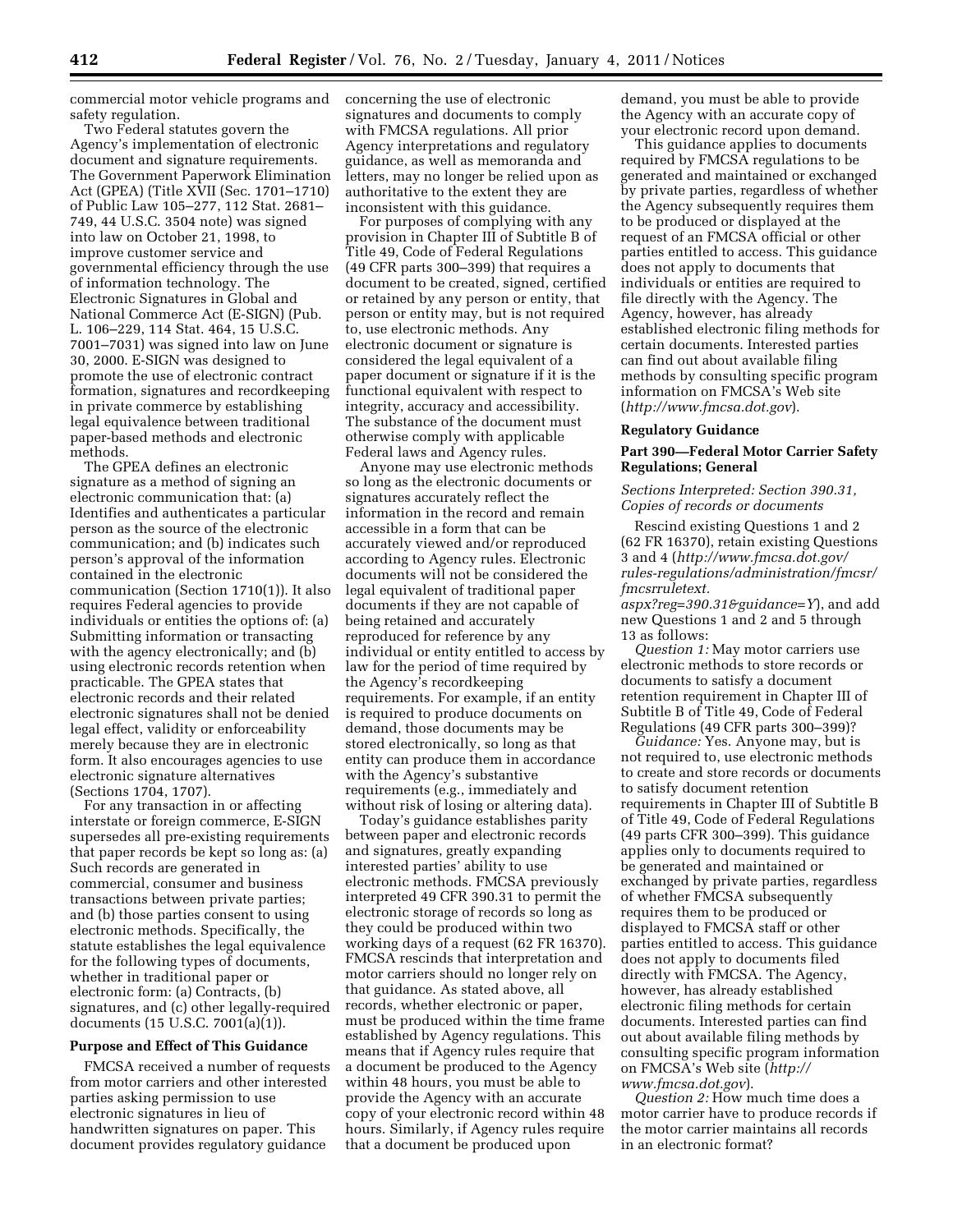commercial motor vehicle programs and safety regulation.

Two Federal statutes govern the Agency's implementation of electronic document and signature requirements. The Government Paperwork Elimination Act (GPEA) (Title XVII (Sec. 1701–1710) of Public Law 105–277, 112 Stat. 2681–749, 44 U.S.C. 3504 note) was signed into law on October 21, 1998, to improve customer service and governmental efficiency through the use of information technology. The Electronic Signatures in Global and National Commerce Act (E-SIGN) (Pub. L. 106–229, 114 Stat. 464, 15 U.S.C. 7001–7031) was signed into law on June 30, 2000. E-SIGN was designed to promote the use of electronic contract formation, signatures and recordkeeping in private commerce by establishing legal equivalence between traditional paper-based methods and electronic methods.

The GPEA defines an electronic signature as a method of signing an electronic communication that: (a) Identifies and authenticates a particular person as the source of the electronic communication; and (b) indicates such person's approval of the information contained in the electronic communication (Section 1710(1)). It also requires Federal agencies to provide individuals or entities the options of: (a) Submitting information or transacting with the agency electronically; and (b) using electronic records retention when practicable. The GPEA states that electronic records and their related electronic signatures shall not be denied legal effect, validity or enforceability merely because they are in electronic form. It also encourages agencies to use electronic signature alternatives (Sections 1704, 1707).

For any transaction in or affecting interstate or foreign commerce, E-SIGN supersedes all pre-existing requirements that paper records be kept so long as: (a) Such records are generated in commercial, consumer and business transactions between private parties; and (b) those parties consent to using electronic methods. Specifically, the statute establishes the legal equivalence for the following types of documents, whether in traditional paper or electronic form: (a) Contracts, (b) signatures, and (c) other legally-required documents (15 U.S.C. 7001(a)(1)).

**Purpose and Effect of This Guidance**

FMCSA received a number of requests from motor carriers and other interested parties asking permission to use electronic signatures in lieu of handwritten signatures on paper. This document provides regulatory guidance concerning the use of electronic signatures and documents to comply with FMCSA regulations. All prior Agency interpretations and regulatory guidance, as well as memoranda and letters, may no longer be relied upon as authoritative to the extent they are inconsistent with this guidance.

For purposes of complying with any provision in Chapter III of Subtitle B of Title 49, Code of Federal Regulations (49 CFR parts 300–399) that requires a document to be created, signed, certified or retained by any person or entity, that person or entity may, but is not required to, use electronic methods. Any electronic document or signature is considered the legal equivalent of a paper document or signature if it is the functional equivalent with respect to integrity, accuracy and accessibility. The substance of the document must otherwise comply with applicable Federal laws and Agency rules.

Anyone may use electronic methods so long as the electronic documents or signatures accurately reflect the information in the record and remain accessible in a form that can be accurately viewed and/or reproduced according to Agency rules. Electronic documents will not be considered the legal equivalent of traditional paper documents if they are not capable of being retained and accurately reproduced for reference by any individual or entity entitled to access by law for the period of time required by the Agency's recordkeeping requirements. For example, if an entity is required to produce documents on demand, those documents may be stored electronically, so long as that entity can produce them in accordance with the Agency's substantive requirements (e.g., immediately and without risk of losing or altering data).

Today's guidance establishes parity between paper and electronic records and signatures, greatly expanding interested parties' ability to use electronic methods. FMCSA previously interpreted 49 CFR 390.31 to permit the electronic storage of records so long as they could be produced within two working days of a request (62 FR 16370). FMCSA rescinds that interpretation and motor carriers should no longer rely on that guidance. As stated above, all records, whether electronic or paper, must be produced within the time frame established by Agency regulations. This means that if Agency rules require that a document be produced to the Agency within 48 hours, you must be able to provide the Agency with an accurate copy of your electronic record within 48 hours. Similarly, if Agency rules require that a document be produced upon demand, you must be able to provide the Agency with an accurate copy of your electronic record upon demand.

This guidance applies to documents required by FMCSA regulations to be generated and maintained or exchanged by private parties, regardless of whether the Agency subsequently requires them to be produced or displayed at the request of an FMCSA official or other parties entitled to access. This guidance does not apply to documents that individuals or entities are required to file directly with the Agency. The Agency, however, has already established electronic filing methods for certain documents. Interested parties can find out about available filing methods by consulting specific program information on FMCSA's Web site (*http://www.fmcsa.dot.gov*).

**Regulatory Guidance**

**Part 390—Federal Motor Carrier Safety Regulations; General**

*Sections Interpreted: Section 390.31, Copies of records or documents*

Rescind existing Questions 1 and 2 (62 FR 16370), retain existing Questions 3 and 4 (*http://www.fmcsa.dot.gov/rules-regulations/administration/fmcsr/fmcsrruletext.aspx?reg=390.31&guidance=Y*), and add new Questions 1 and 2 and 5 through 13 as follows:

*Question 1:* May motor carriers use electronic methods to store records or documents to satisfy a document retention requirement in Chapter III of Subtitle B of Title 49, Code of Federal Regulations (49 CFR parts 300–399)?

*Guidance:* Yes. Anyone may, but is not required to, use electronic methods to create and store records or documents to satisfy document retention requirements in Chapter III of Subtitle B of Title 49, Code of Federal Regulations (49 parts CFR 300–399). This guidance applies only to documents required to be generated and maintained or exchanged by private parties, regardless of whether FMCSA subsequently requires them to be produced or displayed to FMCSA staff or other parties entitled to access. This guidance does not apply to documents filed directly with FMCSA. The Agency, however, has already established electronic filing methods for certain documents. Interested parties can find out about available filing methods by consulting specific program information on FMCSA's Web site (*http://www.fmcsa.dot.gov*).

*Question 2:* How much time does a motor carrier have to produce records if the motor carrier maintains all records in an electronic format?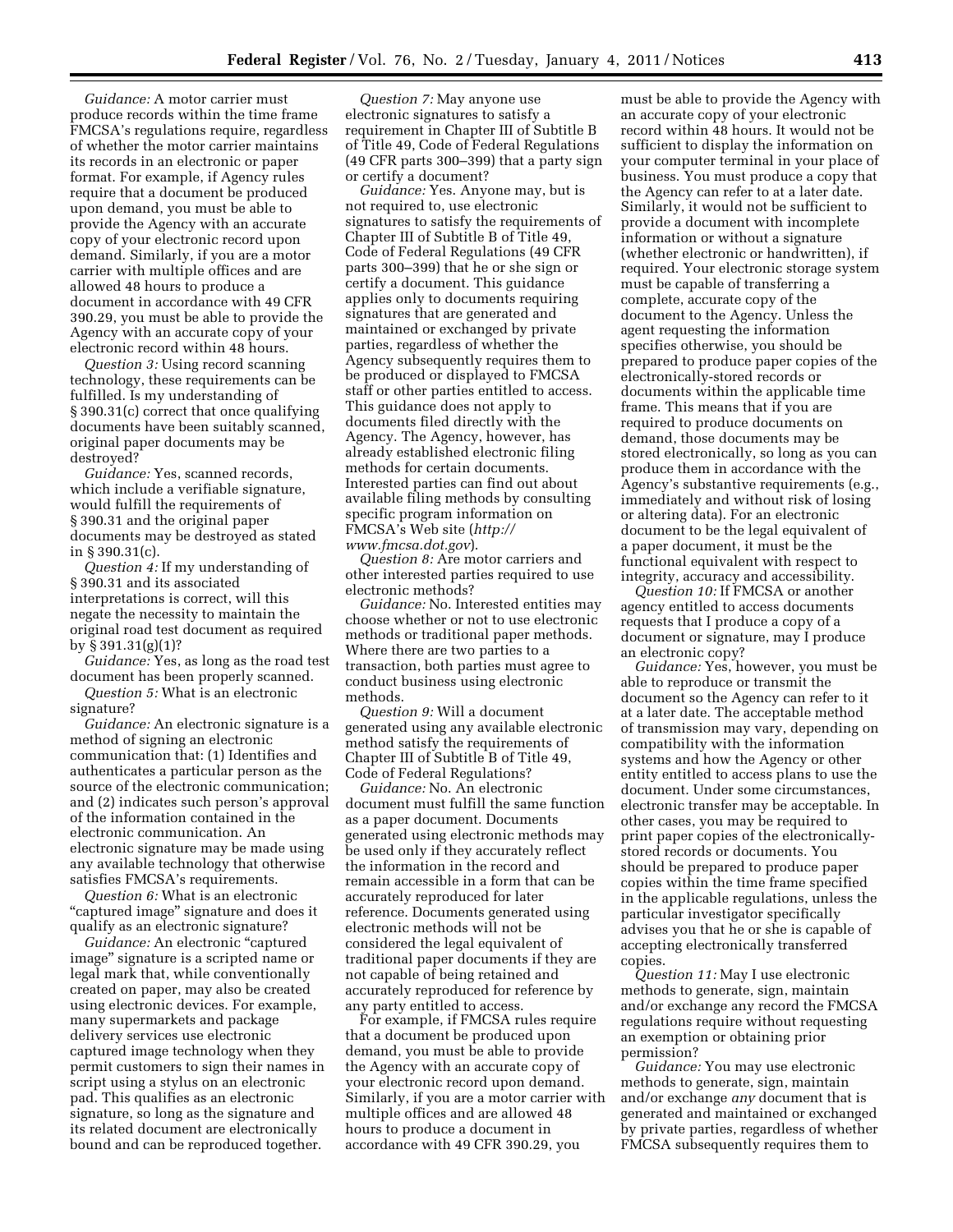*Guidance:* A motor carrier must produce records within the time frame FMCSA's regulations require, regardless of whether the motor carrier maintains its records in an electronic or paper format. For example, if Agency rules require that a document be produced upon demand, you must be able to provide the Agency with an accurate copy of your electronic record upon demand. Similarly, if you are a motor carrier with multiple offices and are allowed 48 hours to produce a document in accordance with 49 CFR 390.29, you must be able to provide the Agency with an accurate copy of your electronic record within 48 hours.

*Question 3:* Using record scanning technology, these requirements can be fulfilled. Is my understanding of § 390.31(c) correct that once qualifying documents have been suitably scanned, original paper documents may be destroyed?

*Guidance:* Yes, scanned records, which include a verifiable signature, would fulfill the requirements of § 390.31 and the original paper documents may be destroyed as stated in § 390.31(c).

*Question 4:* If my understanding of § 390.31 and its associated interpretations is correct, will this negate the necessity to maintain the original road test document as required by § 391.31(g)(1)?

*Guidance:* Yes, as long as the road test document has been properly scanned.

*Question 5:* What is an electronic signature?

*Guidance:* An electronic signature is a method of signing an electronic communication that: (1) Identifies and authenticates a particular person as the source of the electronic communication; and (2) indicates such person's approval of the information contained in the electronic communication. An electronic signature may be made using any available technology that otherwise satisfies FMCSA's requirements.

*Question 6:* What is an electronic "captured image" signature and does it qualify as an electronic signature?

*Guidance:* An electronic "captured image" signature is a scripted name or legal mark that, while conventionally created on paper, may also be created using electronic devices. For example, many supermarkets and package delivery services use electronic captured image technology when they permit customers to sign their names in script using a stylus on an electronic pad. This qualifies as an electronic signature, so long as the signature and its related document are electronically bound and can be reproduced together.

*Question 7:* May anyone use electronic signatures to satisfy a requirement in Chapter III of Subtitle B of Title 49, Code of Federal Regulations (49 CFR parts 300–399) that a party sign or certify a document?

*Guidance:* Yes. Anyone may, but is not required to, use electronic signatures to satisfy the requirements of Chapter III of Subtitle B of Title 49, Code of Federal Regulations (49 CFR parts 300–399) that he or she sign or certify a document. This guidance applies only to documents requiring signatures that are generated and maintained or exchanged by private parties, regardless of whether the Agency subsequently requires them to be produced or displayed to FMCSA staff or other parties entitled to access. This guidance does not apply to documents filed directly with the Agency. The Agency, however, has already established electronic filing methods for certain documents. Interested parties can find out about available filing methods by consulting specific program information on FMCSA's Web site (*http://www.fmcsa.dot.gov*).

*Question 8:* Are motor carriers and other interested parties required to use electronic methods?

*Guidance:* No. Interested entities may choose whether or not to use electronic methods or traditional paper methods. Where there are two parties to a transaction, both parties must agree to conduct business using electronic methods.

*Question 9:* Will a document generated using any available electronic method satisfy the requirements of Chapter III of Subtitle B of Title 49, Code of Federal Regulations?

*Guidance:* No. An electronic document must fulfill the same function as a paper document. Documents generated using electronic methods may be used only if they accurately reflect the information in the record and remain accessible in a form that can be accurately reproduced for later reference. Documents generated using electronic methods will not be considered the legal equivalent of traditional paper documents if they are not capable of being retained and accurately reproduced for reference by any party entitled to access.

For example, if FMCSA rules require that a document be produced upon demand, you must be able to provide the Agency with an accurate copy of your electronic record upon demand. Similarly, if you are a motor carrier with multiple offices and are allowed 48 hours to produce a document in accordance with 49 CFR 390.29, you must be able to provide the Agency with an accurate copy of your electronic record within 48 hours. It would not be sufficient to display the information on your computer terminal in your place of business. You must produce a copy that the Agency can refer to at a later date. Similarly, it would not be sufficient to provide a document with incomplete information or without a signature (whether electronic or handwritten), if required. Your electronic storage system must be capable of transferring a complete, accurate copy of the document to the Agency. Unless the agent requesting the information specifies otherwise, you should be prepared to produce paper copies of the electronically-stored records or documents within the applicable time frame. This means that if you are required to produce documents on demand, those documents may be stored electronically, so long as you can produce them in accordance with the Agency's substantive requirements (e.g., immediately and without risk of losing or altering data). For an electronic document to be the legal equivalent of a paper document, it must be the functional equivalent with respect to integrity, accuracy and accessibility.

*Question 10:* If FMCSA or another agency entitled to access documents requests that I produce a copy of a document or signature, may I produce an electronic copy?

*Guidance:* Yes, however, you must be able to reproduce or transmit the document so the Agency can refer to it at a later date. The acceptable method of transmission may vary, depending on compatibility with the information systems and how the Agency or other entity entitled to access plans to use the document. Under some circumstances, electronic transfer may be acceptable. In other cases, you may be required to print paper copies of the electronically-stored records or documents. You should be prepared to produce paper copies within the time frame specified in the applicable regulations, unless the particular investigator specifically advises you that he or she is capable of accepting electronically transferred copies.

*Question 11:* May I use electronic methods to generate, sign, maintain and/or exchange any record the FMCSA regulations require without requesting an exemption or obtaining prior permission?

*Guidance:* You may use electronic methods to generate, sign, maintain and/or exchange *any* document that is generated and maintained or exchanged by private parties, regardless of whether FMCSA subsequently requires them to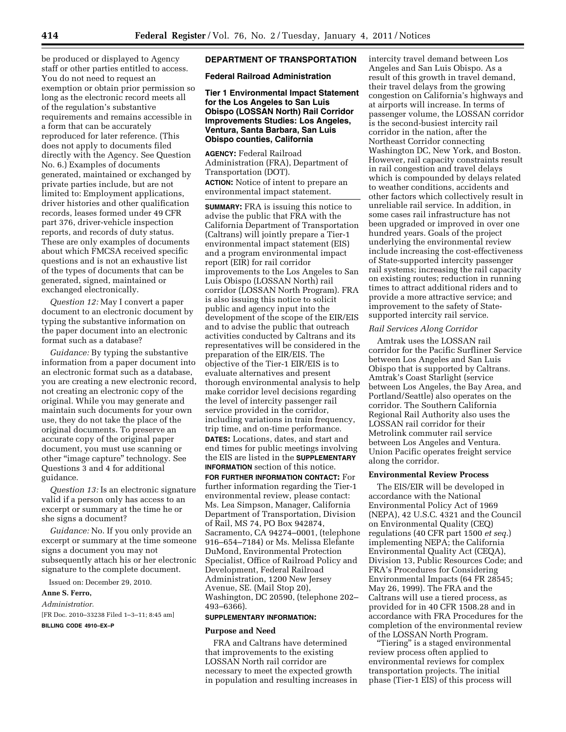be produced or displayed to Agency staff or other parties entitled to access. You do not need to request an exemption or obtain prior permission so long as the electronic record meets all of the regulation's substantive requirements and remains accessible in a form that can be accurately reproduced for later reference. (This does not apply to documents filed directly with the Agency. See Question No. 6.) Examples of documents generated, maintained or exchanged by private parties include, but are not limited to: Employment applications, driver histories and other qualification records, leases formed under 49 CFR part 376, driver-vehicle inspection reports, and records of duty status. These are only examples of documents about which FMCSA received specific questions and is not an exhaustive list of the types of documents that can be generated, signed, maintained or exchanged electronically.

*Question 12:* May I convert a paper document to an electronic document by typing the substantive information on the paper document into an electronic format such as a database?

*Guidance:* By typing the substantive information from a paper document into an electronic format such as a database, you are creating a new electronic record, not creating an electronic copy of the original. While you may generate and maintain such documents for your own use, they do not take the place of the original documents. To preserve an accurate copy of the original paper document, you must use scanning or other "image capture" technology. See Questions 3 and 4 for additional guidance.

*Question 13:* Is an electronic signature valid if a person only has access to an excerpt or summary at the time he or she signs a document?

*Guidance:* No. If you only provide an excerpt or summary at the time someone signs a document you may not subsequently attach his or her electronic signature to the complete document.

Issued on: December 29, 2010.

**Anne S. Ferro,**

*Administrator.*

[FR Doc. 2010–33238 Filed 1–3–11; 8:45 am]

**BILLING CODE 4910–EX–P**

## DEPARTMENT OF TRANSPORTATION

### Federal Railroad Administration

### Tier 1 Environmental Impact Statement for the Los Angeles to San Luis Obispo (LOSSAN North) Rail Corridor Improvements Studies: Los Angeles, Ventura, Santa Barbara, San Luis Obispo counties, California

**AGENCY:** Federal Railroad Administration (FRA), Department of Transportation (DOT).

**ACTION:** Notice of intent to prepare an environmental impact statement.

**SUMMARY:** FRA is issuing this notice to advise the public that FRA with the California Department of Transportation (Caltrans) will jointly prepare a Tier-1 environmental impact statement (EIS) and a program environmental impact report (EIR) for rail corridor improvements to the Los Angeles to San Luis Obispo (LOSSAN North) rail corridor (LOSSAN North Program). FRA is also issuing this notice to solicit public and agency input into the development of the scope of the EIR/EIS and to advise the public that outreach activities conducted by Caltrans and its representatives will be considered in the preparation of the EIR/EIS. The objective of the Tier-1 EIR/EIS is to evaluate alternatives and present thorough environmental analysis to help make corridor level decisions regarding the level of intercity passenger rail service provided in the corridor, including variations in train frequency, trip time, and on-time performance.

**DATES:** Locations, dates, and start and end times for public meetings involving the EIS are listed in the **SUPPLEMENTARY INFORMATION** section of this notice.

**FOR FURTHER INFORMATION CONTACT:** For further information regarding the Tier-1 environmental review, please contact: Ms. Lea Simpson, Manager, California Department of Transportation, Division of Rail, MS 74, PO Box 942874, Sacramento, CA 94274–0001, (telephone 916–654–7184) or Ms. Melissa Elefante DuMond, Environmental Protection Specialist, Office of Railroad Policy and Development, Federal Railroad Administration, 1200 New Jersey Avenue, SE. (Mail Stop 20), Washington, DC 20590, (telephone 202–493–6366).

**SUPPLEMENTARY INFORMATION:**

#### Purpose and Need

FRA and Caltrans have determined that improvements to the existing LOSSAN North rail corridor are necessary to meet the expected growth in population and resulting increases in intercity travel demand between Los Angeles and San Luis Obispo. As a result of this growth in travel demand, their travel delays from the growing congestion on California's highways and at airports will increase. In terms of passenger volume, the LOSSAN corridor is the second-busiest intercity rail corridor in the nation, after the Northeast Corridor connecting Washington DC, New York, and Boston. However, rail capacity constraints result in rail congestion and travel delays which is compounded by delays related to weather conditions, accidents and other factors which collectively result in unreliable rail service. In addition, in some cases rail infrastructure has not been upgraded or improved in over one hundred years. Goals of the project underlying the environmental review include increasing the cost-effectiveness of State-supported intercity passenger rail systems; increasing the rail capacity on existing routes; reduction in running times to attract additional riders and to provide a more attractive service; and improvement to the safety of State-supported intercity rail service.

*Rail Services Along Corridor*

Amtrak uses the LOSSAN rail corridor for the Pacific Surfliner Service between Los Angeles and San Luis Obispo that is supported by Caltrans. Amtrak's Coast Starlight (service between Los Angeles, the Bay Area, and Portland/Seattle) also operates on the corridor. The Southern California Regional Rail Authority also uses the LOSSAN rail corridor for their Metrolink commuter rail service between Los Angeles and Ventura. Union Pacific operates freight service along the corridor.

#### Environmental Review Process

The EIS/EIR will be developed in accordance with the National Environmental Policy Act of 1969 (NEPA), 42 U.S.C. 4321 and the Council on Environmental Quality (CEQ) regulations (40 CFR part 1500 *et seq.*) implementing NEPA; the California Environmental Quality Act (CEQA), Division 13, Public Resources Code; and FRA's Procedures for Considering Environmental Impacts (64 FR 28545; May 26, 1999). The FRA and the Caltrans will use a tiered process, as provided for in 40 CFR 1508.28 and in accordance with FRA Procedures for the completion of the environmental review of the LOSSAN North Program.

"Tiering" is a staged environmental review process often applied to environmental reviews for complex transportation projects. The initial phase (Tier-1 EIS) of this process will